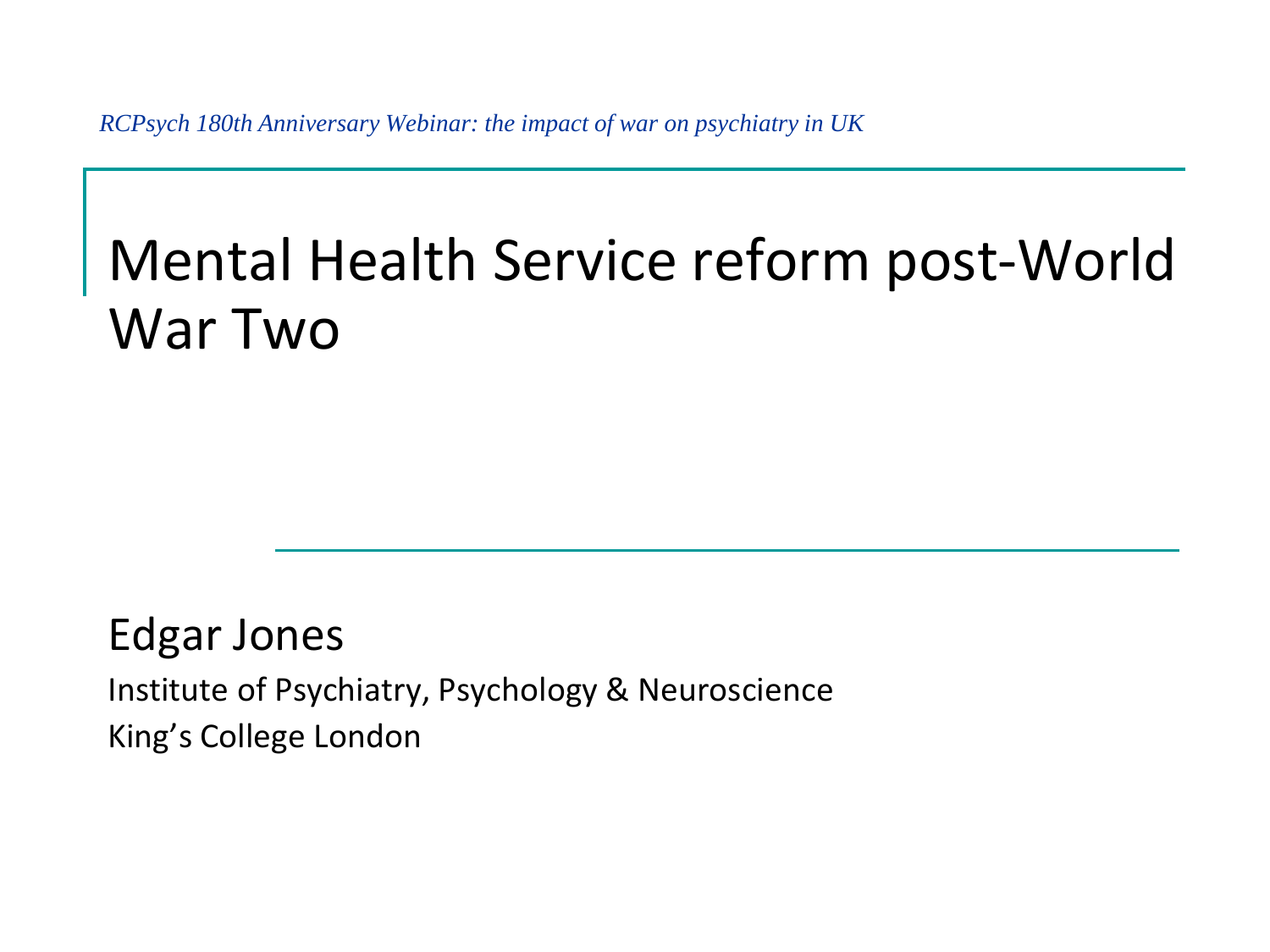*RCPsych 180th Anniversary Webinar: the impact of war on psychiatry in UK*

# Mental Health Service reform post-World War Two

Edgar Jones

Institute of Psychiatry, Psychology & Neuroscience

King's College London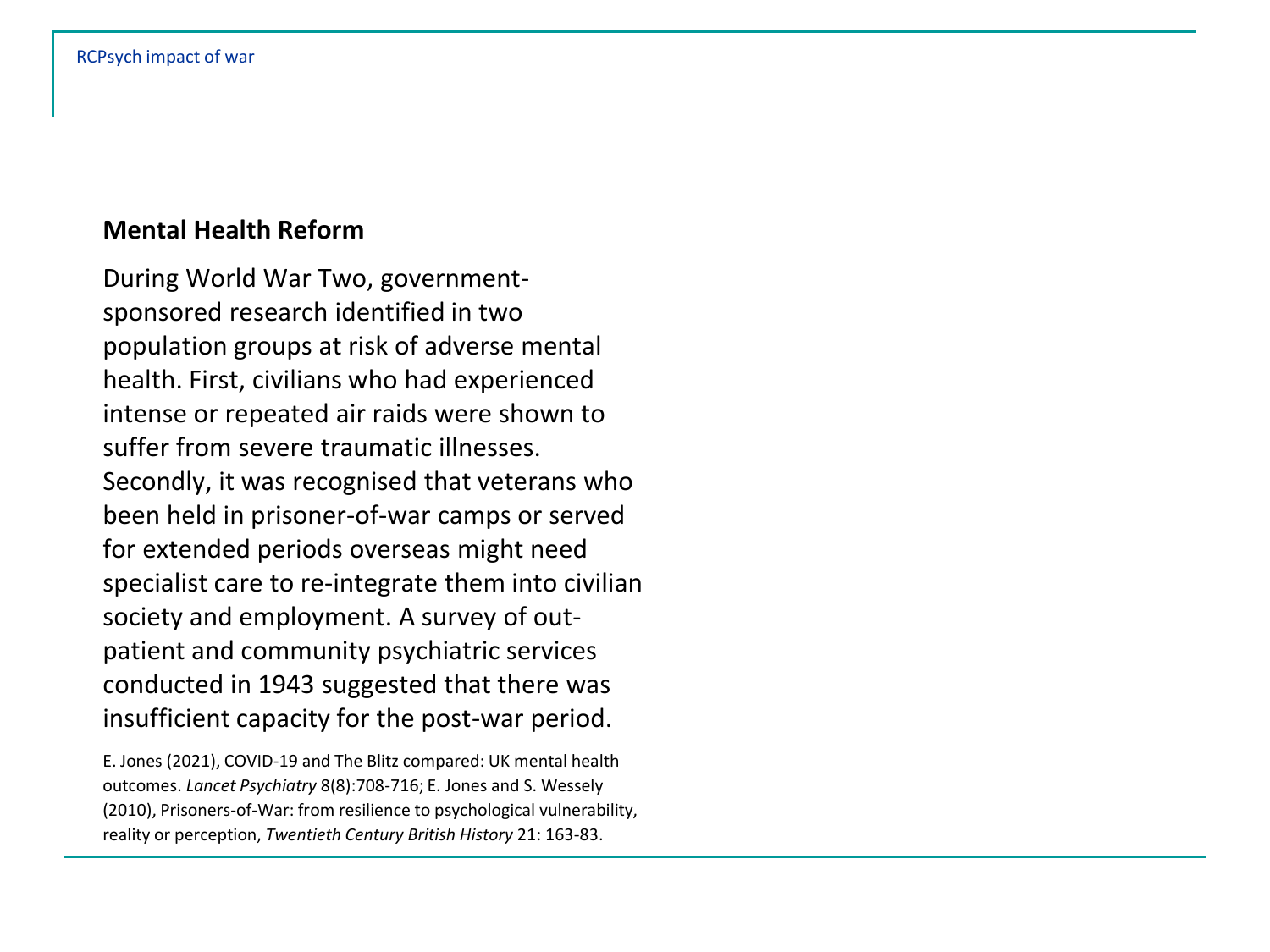## Mental Health Reform

During World War Two, government-sponsored research identified in two population groups at risk of adverse mental health. First, civilians who had experienced intense or repeated air raids were shown to suffer from severe traumatic illnesses. Secondly, it was recognised that veterans who been held in prisoner-of-war camps or served for extended periods overseas might need specialist care to re-integrate them into civilian society and employment. A survey of out-patient and community psychiatric services conducted in 1943 suggested that there was insufficient capacity for the post-war period.

E. Jones (2021), COVID-19 and The Blitz compared: UK mental health outcomes. *Lancet Psychiatry* 8(8):708-716; E. Jones and S. Wessely (2010), Prisoners-of-War: from resilience to psychological vulnerability, reality or perception, *Twentieth Century British History* 21: 163-83.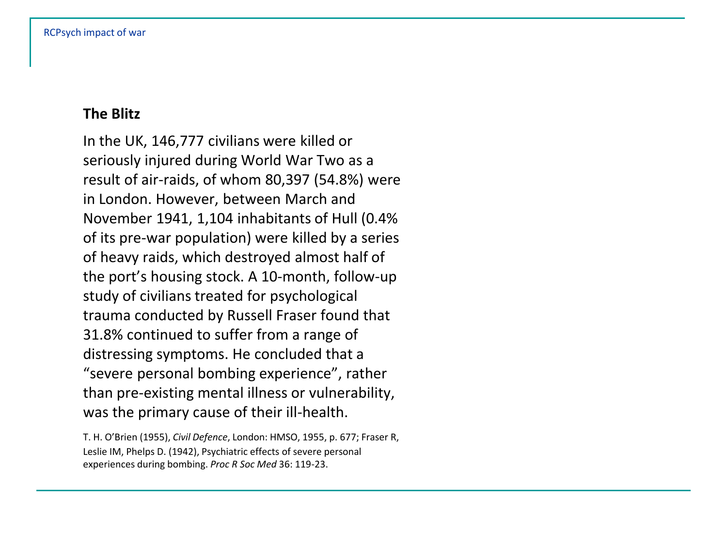## The Blitz

In the UK, 146,777 civilians were killed or seriously injured during World War Two as a result of air-raids, of whom 80,397 (54.8%) were in London. However, between March and November 1941, 1,104 inhabitants of Hull (0.4% of its pre-war population) were killed by a series of heavy raids, which destroyed almost half of the port's housing stock. A 10-month, follow-up study of civilians treated for psychological trauma conducted by Russell Fraser found that 31.8% continued to suffer from a range of distressing symptoms. He concluded that a "severe personal bombing experience", rather than pre-existing mental illness or vulnerability, was the primary cause of their ill-health.

T. H. O'Brien (1955), *Civil Defence*, London: HMSO, 1955, p. 677; Fraser R, Leslie IM, Phelps D. (1942), Psychiatric effects of severe personal experiences during bombing. *Proc R Soc Med* 36: 119-23.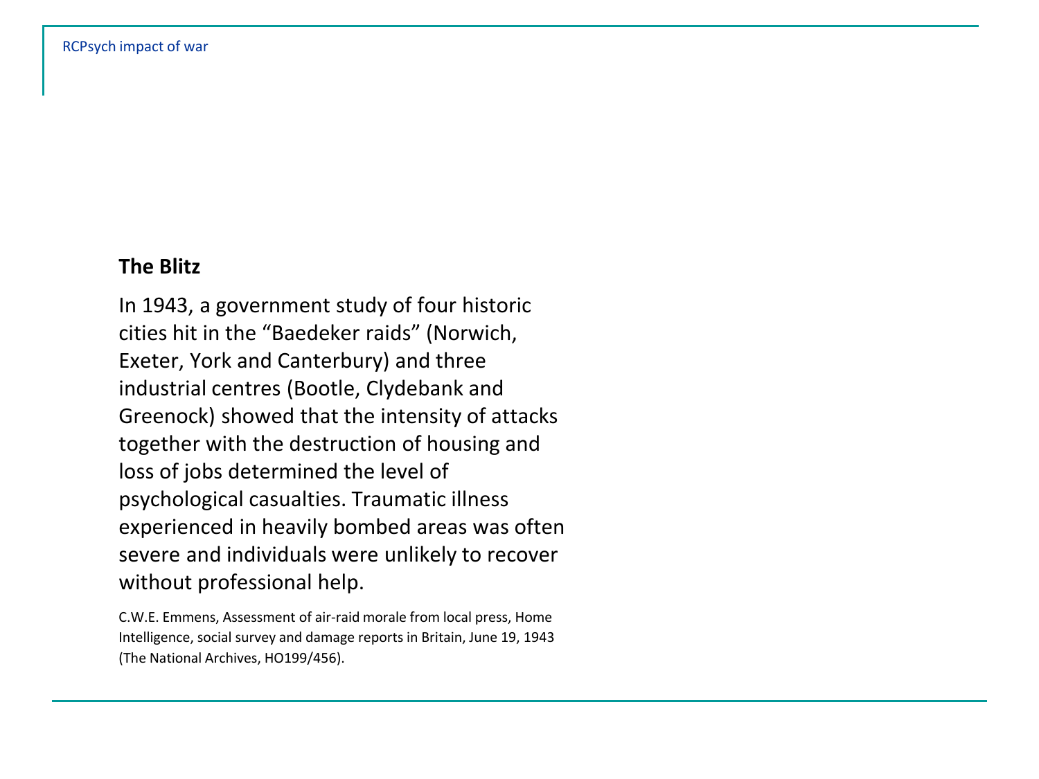## The Blitz

In 1943, a government study of four historic cities hit in the "Baedeker raids" (Norwich, Exeter, York and Canterbury) and three industrial centres (Bootle, Clydebank and Greenock) showed that the intensity of attacks together with the destruction of housing and loss of jobs determined the level of psychological casualties. Traumatic illness experienced in heavily bombed areas was often severe and individuals were unlikely to recover without professional help.

C.W.E. Emmens, Assessment of air-raid morale from local press, Home Intelligence, social survey and damage reports in Britain, June 19, 1943 (The National Archives, HO199/456).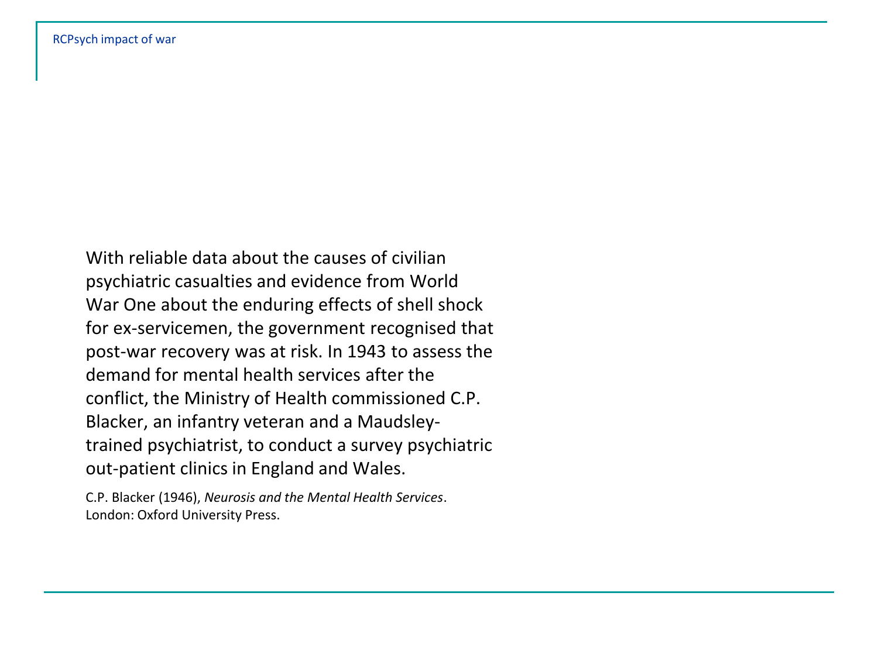With reliable data about the causes of civilian psychiatric casualties and evidence from World War One about the enduring effects of shell shock for ex-servicemen, the government recognised that post-war recovery was at risk. In 1943 to assess the demand for mental health services after the conflict, the Ministry of Health commissioned C.P. Blacker, an infantry veteran and a Maudsley-trained psychiatrist, to conduct a survey psychiatric out-patient clinics in England and Wales.

C.P. Blacker (1946), *Neurosis and the Mental Health Services*. London: Oxford University Press.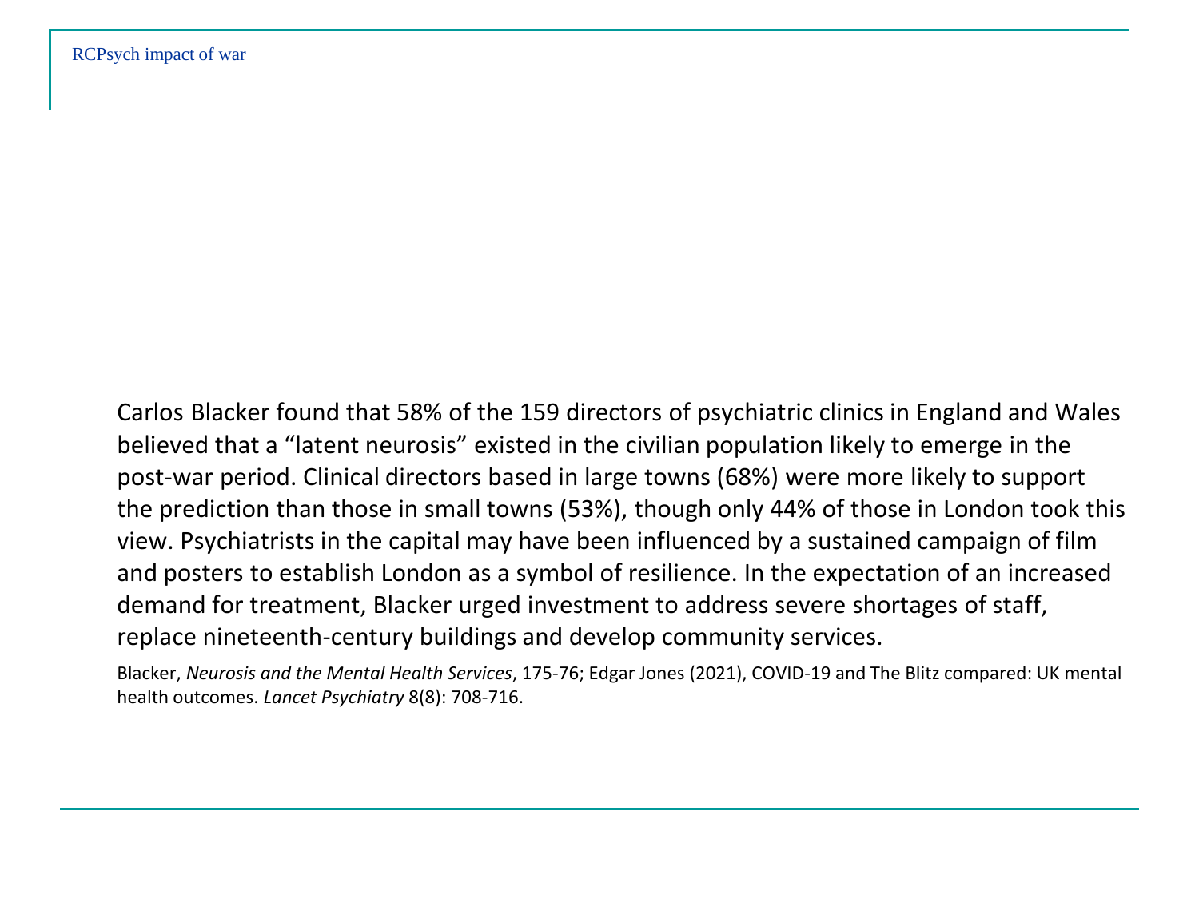Carlos Blacker found that 58% of the 159 directors of psychiatric clinics in England and Wales believed that a “latent neurosis” existed in the civilian population likely to emerge in the post-war period. Clinical directors based in large towns (68%) were more likely to support the prediction than those in small towns (53%), though only 44% of those in London took this view. Psychiatrists in the capital may have been influenced by a sustained campaign of film and posters to establish London as a symbol of resilience. In the expectation of an increased demand for treatment, Blacker urged investment to address severe shortages of staff, replace nineteenth-century buildings and develop community services.

Blacker, *Neurosis and the Mental Health Services*, 175-76; Edgar Jones (2021), COVID-19 and The Blitz compared: UK mental health outcomes. *Lancet Psychiatry* 8(8): 708-716.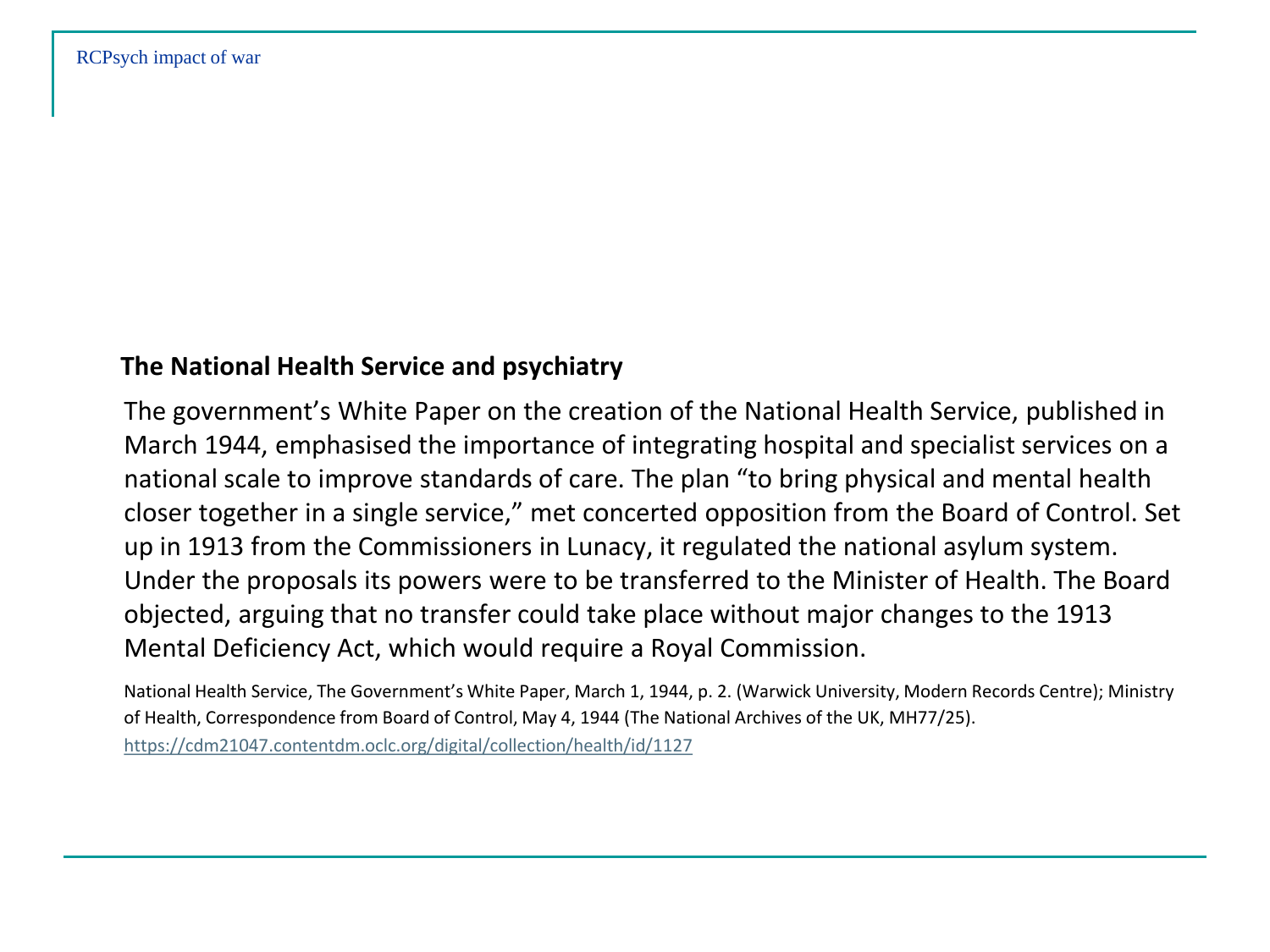## The National Health Service and psychiatry

The government's White Paper on the creation of the National Health Service, published in March 1944, emphasised the importance of integrating hospital and specialist services on a national scale to improve standards of care. The plan "to bring physical and mental health closer together in a single service," met concerted opposition from the Board of Control. Set up in 1913 from the Commissioners in Lunacy, it regulated the national asylum system. Under the proposals its powers were to be transferred to the Minister of Health. The Board objected, arguing that no transfer could take place without major changes to the 1913 Mental Deficiency Act, which would require a Royal Commission.

National Health Service, The Government's White Paper, March 1, 1944, p. 2. (Warwick University, Modern Records Centre); Ministry of Health, Correspondence from Board of Control, May 4, 1944 (The National Archives of the UK, MH77/25). https://cdm21047.contentdm.oclc.org/digital/collection/health/id/1127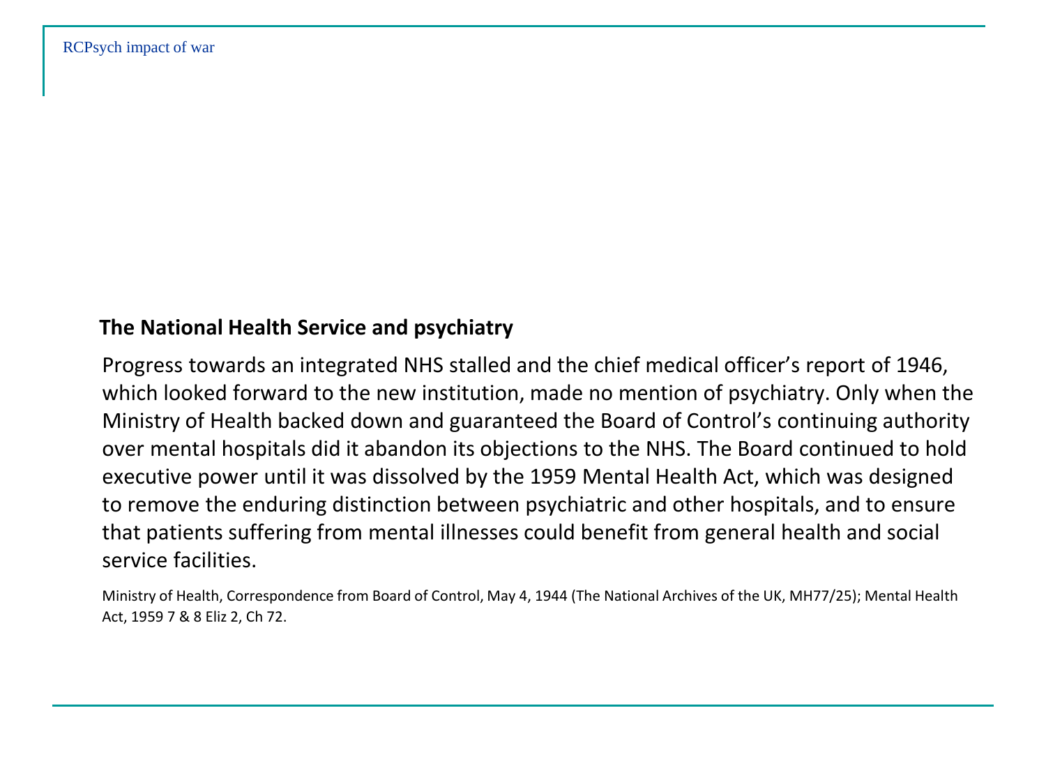## The National Health Service and psychiatry

Progress towards an integrated NHS stalled and the chief medical officer's report of 1946, which looked forward to the new institution, made no mention of psychiatry. Only when the Ministry of Health backed down and guaranteed the Board of Control's continuing authority over mental hospitals did it abandon its objections to the NHS. The Board continued to hold executive power until it was dissolved by the 1959 Mental Health Act, which was designed to remove the enduring distinction between psychiatric and other hospitals, and to ensure that patients suffering from mental illnesses could benefit from general health and social service facilities.

Ministry of Health, Correspondence from Board of Control, May 4, 1944 (The National Archives of the UK, MH77/25); Mental Health Act, 1959 7 & 8 Eliz 2, Ch 72.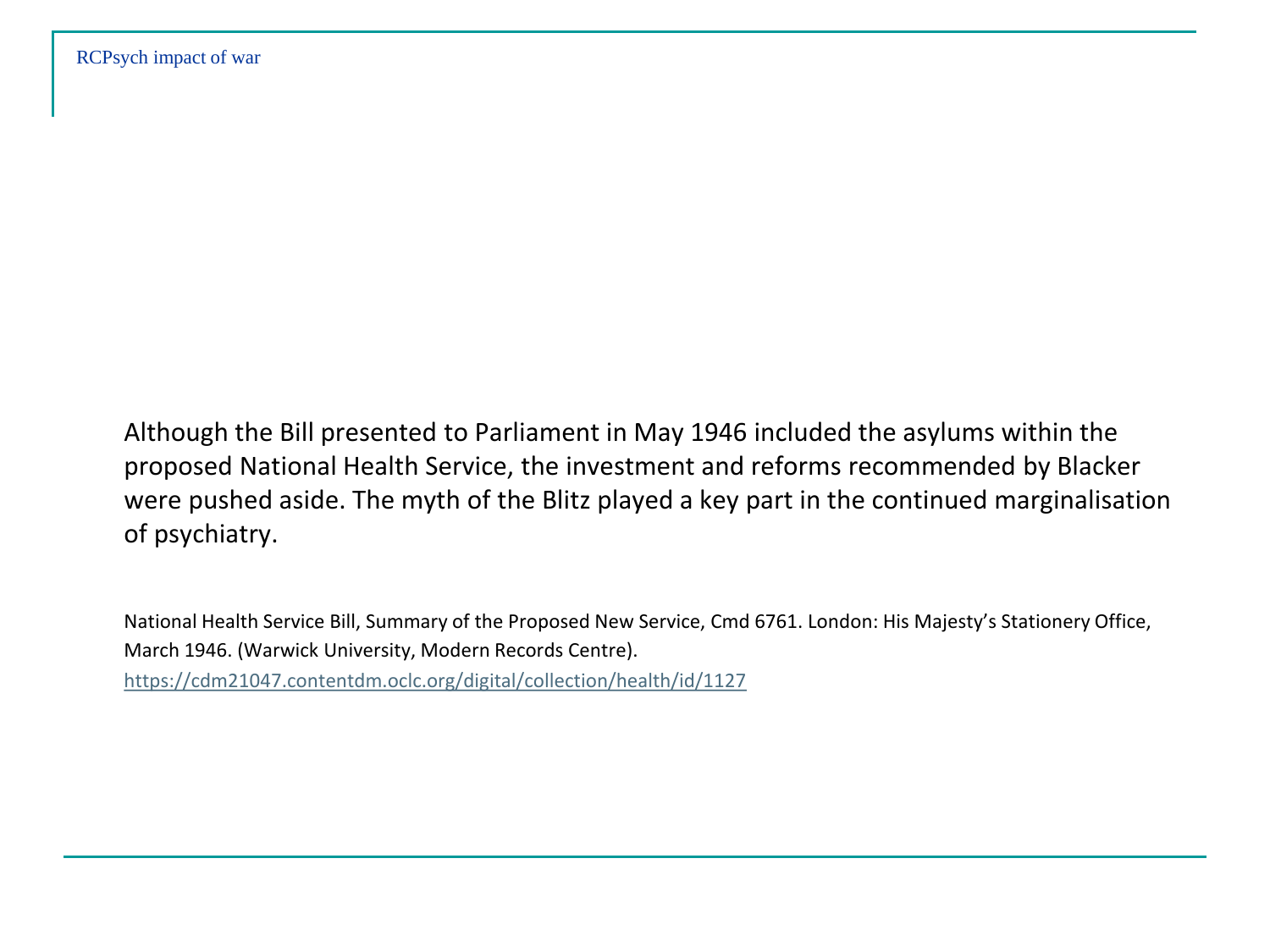Although the Bill presented to Parliament in May 1946 included the asylums within the proposed National Health Service, the investment and reforms recommended by Blacker were pushed aside. The myth of the Blitz played a key part in the continued marginalisation of psychiatry.

National Health Service Bill, Summary of the Proposed New Service, Cmd 6761. London: His Majesty's Stationery Office, March 1946. (Warwick University, Modern Records Centre).
https://cdm21047.contentdm.oclc.org/digital/collection/health/id/1127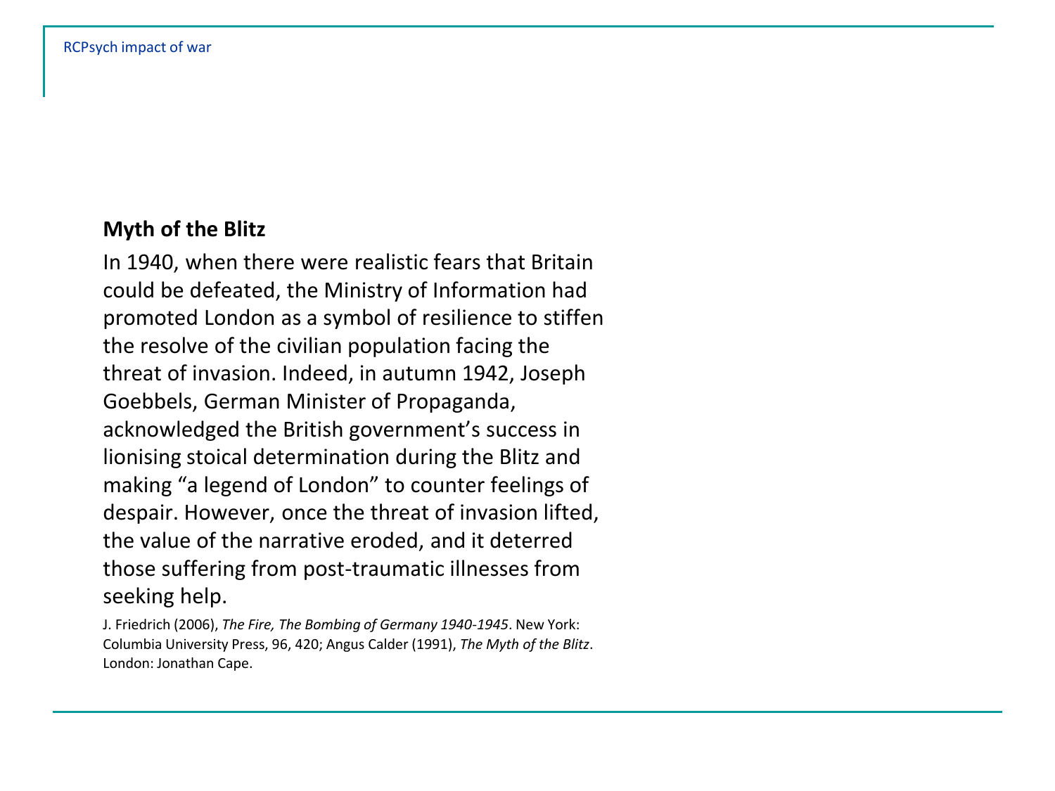## Myth of the Blitz

In 1940, when there were realistic fears that Britain could be defeated, the Ministry of Information had promoted London as a symbol of resilience to stiffen the resolve of the civilian population facing the threat of invasion. Indeed, in autumn 1942, Joseph Goebbels, German Minister of Propaganda, acknowledged the British government's success in lionising stoical determination during the Blitz and making "a legend of London" to counter feelings of despair. However, once the threat of invasion lifted, the value of the narrative eroded, and it deterred those suffering from post-traumatic illnesses from seeking help.

J. Friedrich (2006), *The Fire, The Bombing of Germany 1940-1945*. New York: Columbia University Press, 96, 420; Angus Calder (1991), *The Myth of the Blitz*. London: Jonathan Cape.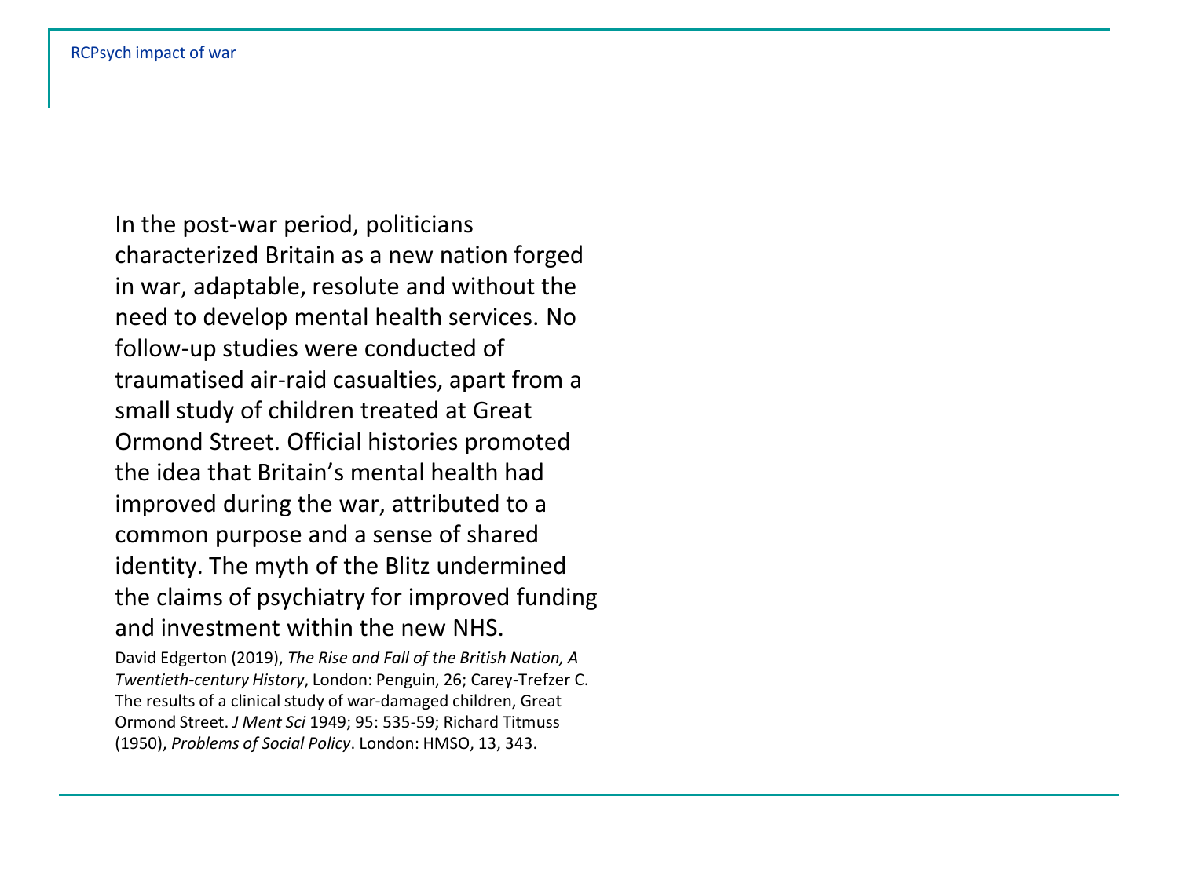In the post-war period, politicians characterized Britain as a new nation forged in war, adaptable, resolute and without the need to develop mental health services. No follow-up studies were conducted of traumatised air-raid casualties, apart from a small study of children treated at Great Ormond Street. Official histories promoted the idea that Britain's mental health had improved during the war, attributed to a common purpose and a sense of shared identity. The myth of the Blitz undermined the claims of psychiatry for improved funding and investment within the new NHS.

David Edgerton (2019), *The Rise and Fall of the British Nation, A Twentieth-century History*, London: Penguin, 26; Carey-Trefzer C. The results of a clinical study of war-damaged children, Great Ormond Street. *J Ment Sci* 1949; 95: 535-59; Richard Titmuss (1950), *Problems of Social Policy*. London: HMSO, 13, 343.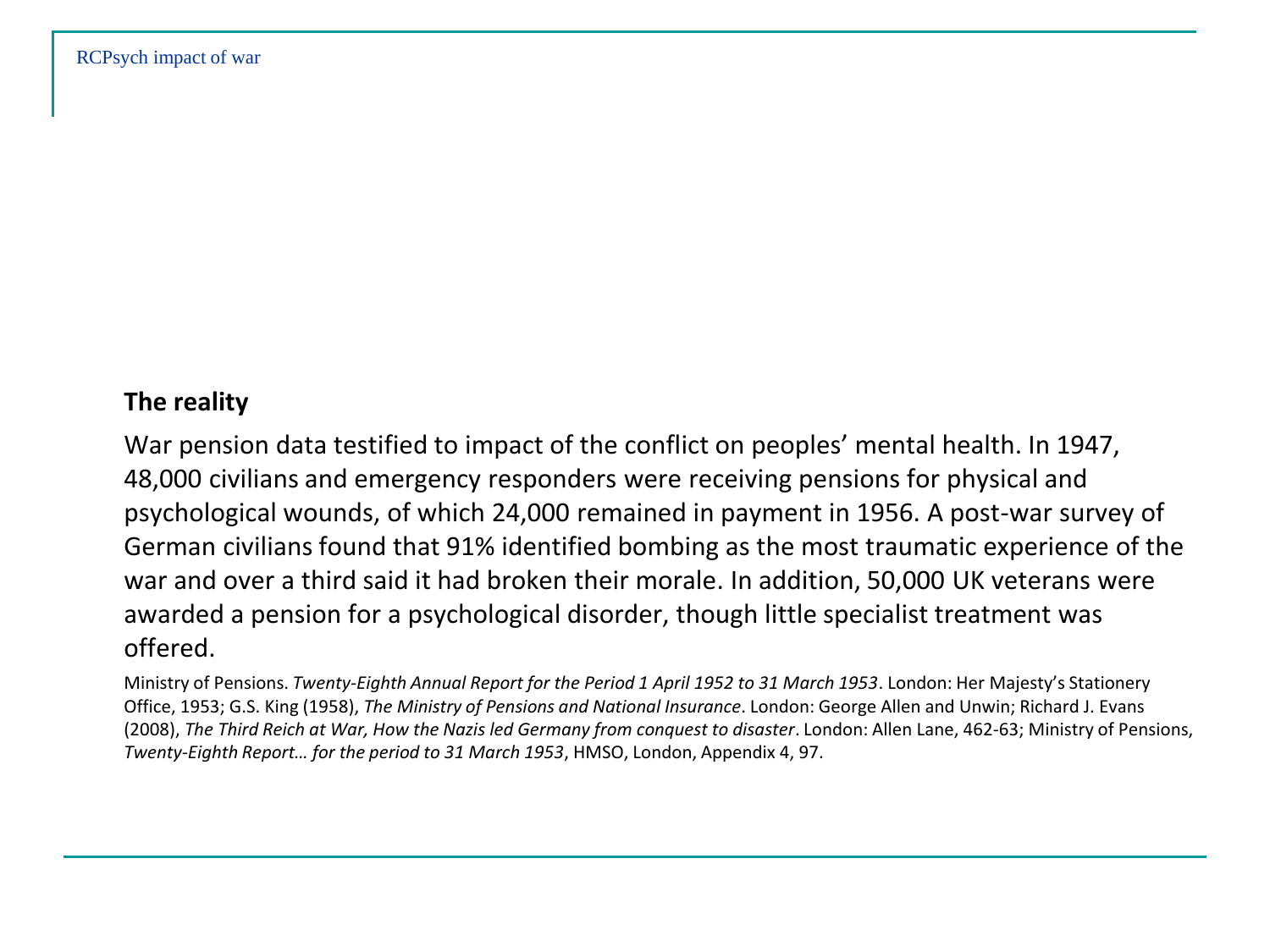## The reality

War pension data testified to impact of the conflict on peoples' mental health. In 1947, 48,000 civilians and emergency responders were receiving pensions for physical and psychological wounds, of which 24,000 remained in payment in 1956. A post-war survey of German civilians found that 91% identified bombing as the most traumatic experience of the war and over a third said it had broken their morale. In addition, 50,000 UK veterans were awarded a pension for a psychological disorder, though little specialist treatment was offered.

Ministry of Pensions. *Twenty-Eighth Annual Report for the Period 1 April 1952 to 31 March 1953*. London: Her Majesty's Stationery Office, 1953; G.S. King (1958), *The Ministry of Pensions and National Insurance*. London: George Allen and Unwin; Richard J. Evans (2008), *The Third Reich at War, How the Nazis led Germany from conquest to disaster*. London: Allen Lane, 462-63; Ministry of Pensions, *Twenty-Eighth Report… for the period to 31 March 1953*, HMSO, London, Appendix 4, 97.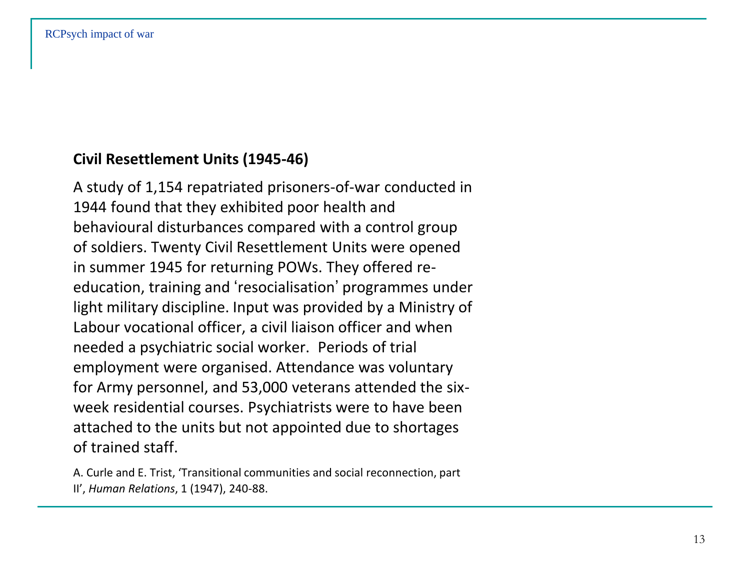**Civil Resettlement Units (1945-46)**

A study of 1,154 repatriated prisoners-of-war conducted in 1944 found that they exhibited poor health and behavioural disturbances compared with a control group of soldiers. Twenty Civil Resettlement Units were opened in summer 1945 for returning POWs. They offered re-education, training and 'resocialisation' programmes under light military discipline. Input was provided by a Ministry of Labour vocational officer, a civil liaison officer and when needed a psychiatric social worker.  Periods of trial employment were organised. Attendance was voluntary for Army personnel, and 53,000 veterans attended the six-week residential courses. Psychiatrists were to have been attached to the units but not appointed due to shortages of trained staff.

A. Curle and E. Trist, 'Transitional communities and social reconnection, part II', *Human Relations*, 1 (1947), 240-88.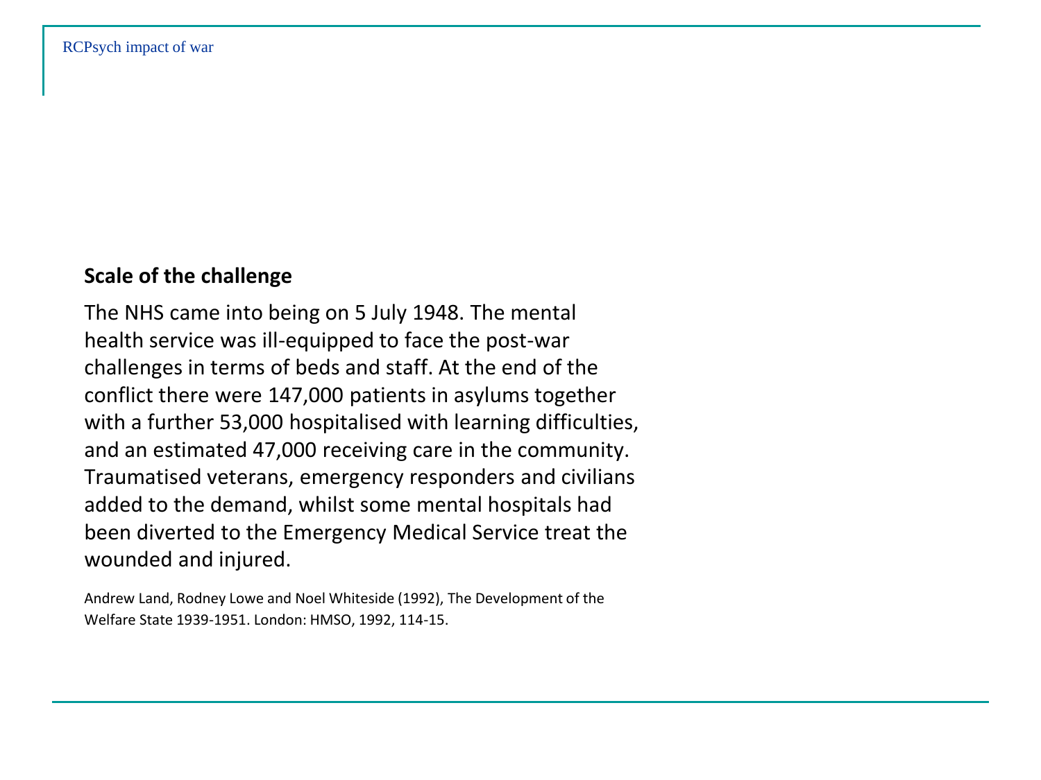## Scale of the challenge

The NHS came into being on 5 July 1948. The mental health service was ill-equipped to face the post-war challenges in terms of beds and staff. At the end of the conflict there were 147,000 patients in asylums together with a further 53,000 hospitalised with learning difficulties, and an estimated 47,000 receiving care in the community. Traumatised veterans, emergency responders and civilians added to the demand, whilst some mental hospitals had been diverted to the Emergency Medical Service treat the wounded and injured.

Andrew Land, Rodney Lowe and Noel Whiteside (1992), The Development of the Welfare State 1939-1951. London: HMSO, 1992, 114-15.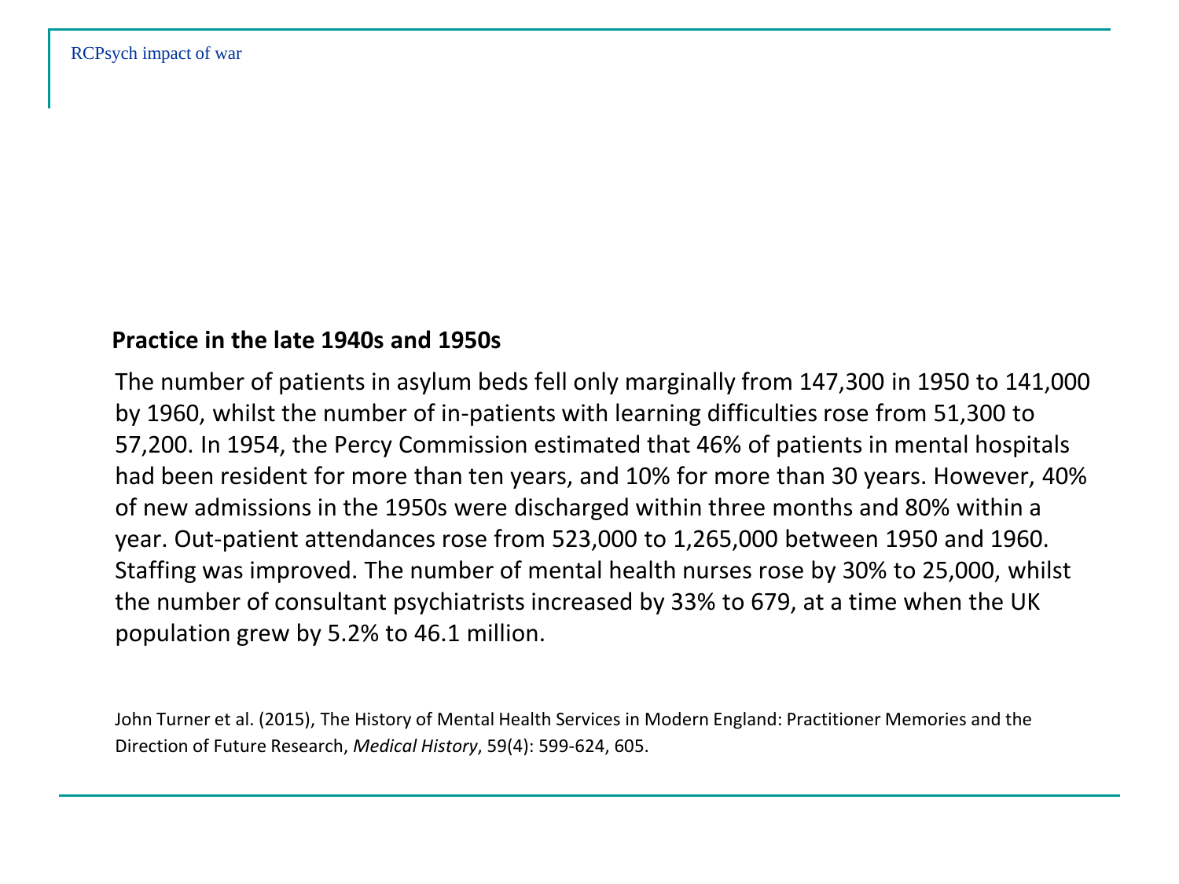## Practice in the late 1940s and 1950s

The number of patients in asylum beds fell only marginally from 147,300 in 1950 to 141,000 by 1960, whilst the number of in-patients with learning difficulties rose from 51,300 to 57,200. In 1954, the Percy Commission estimated that 46% of patients in mental hospitals had been resident for more than ten years, and 10% for more than 30 years. However, 40% of new admissions in the 1950s were discharged within three months and 80% within a year. Out-patient attendances rose from 523,000 to 1,265,000 between 1950 and 1960. Staffing was improved. The number of mental health nurses rose by 30% to 25,000, whilst the number of consultant psychiatrists increased by 33% to 679, at a time when the UK population grew by 5.2% to 46.1 million.

John Turner et al. (2015), The History of Mental Health Services in Modern England: Practitioner Memories and the Direction of Future Research, *Medical History*, 59(4): 599-624, 605.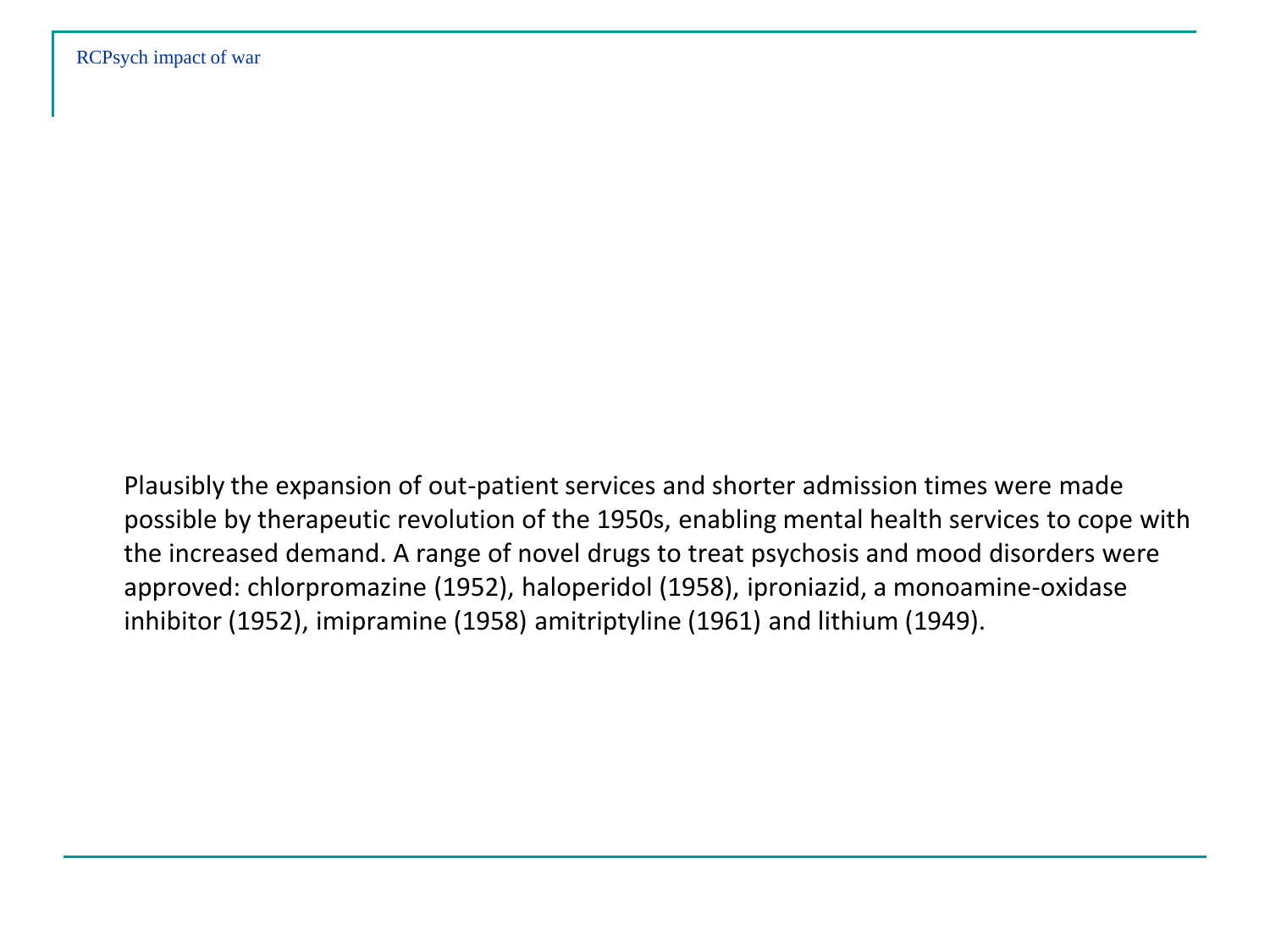Plausibly the expansion of out-patient services and shorter admission times were made possible by therapeutic revolution of the 1950s, enabling mental health services to cope with the increased demand. A range of novel drugs to treat psychosis and mood disorders were approved: chlorpromazine (1952), haloperidol (1958), iproniazid, a monoamine-oxidase inhibitor (1952), imipramine (1958) amitriptyline (1961) and lithium (1949).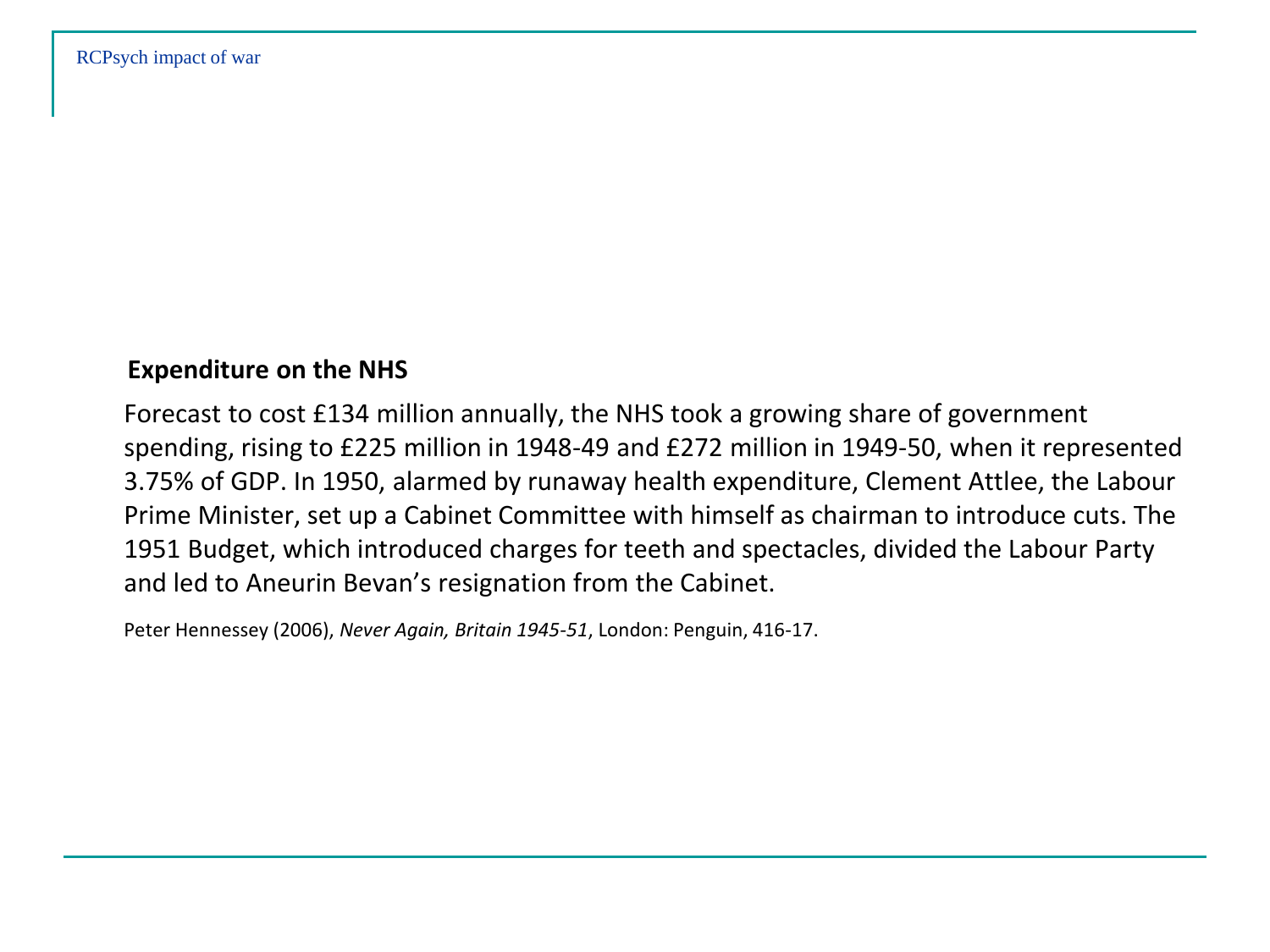## Expenditure on the NHS

Forecast to cost £134 million annually, the NHS took a growing share of government spending, rising to £225 million in 1948-49 and £272 million in 1949-50, when it represented 3.75% of GDP. In 1950, alarmed by runaway health expenditure, Clement Attlee, the Labour Prime Minister, set up a Cabinet Committee with himself as chairman to introduce cuts. The 1951 Budget, which introduced charges for teeth and spectacles, divided the Labour Party and led to Aneurin Bevan's resignation from the Cabinet.

Peter Hennessey (2006), *Never Again, Britain 1945-51*, London: Penguin, 416-17.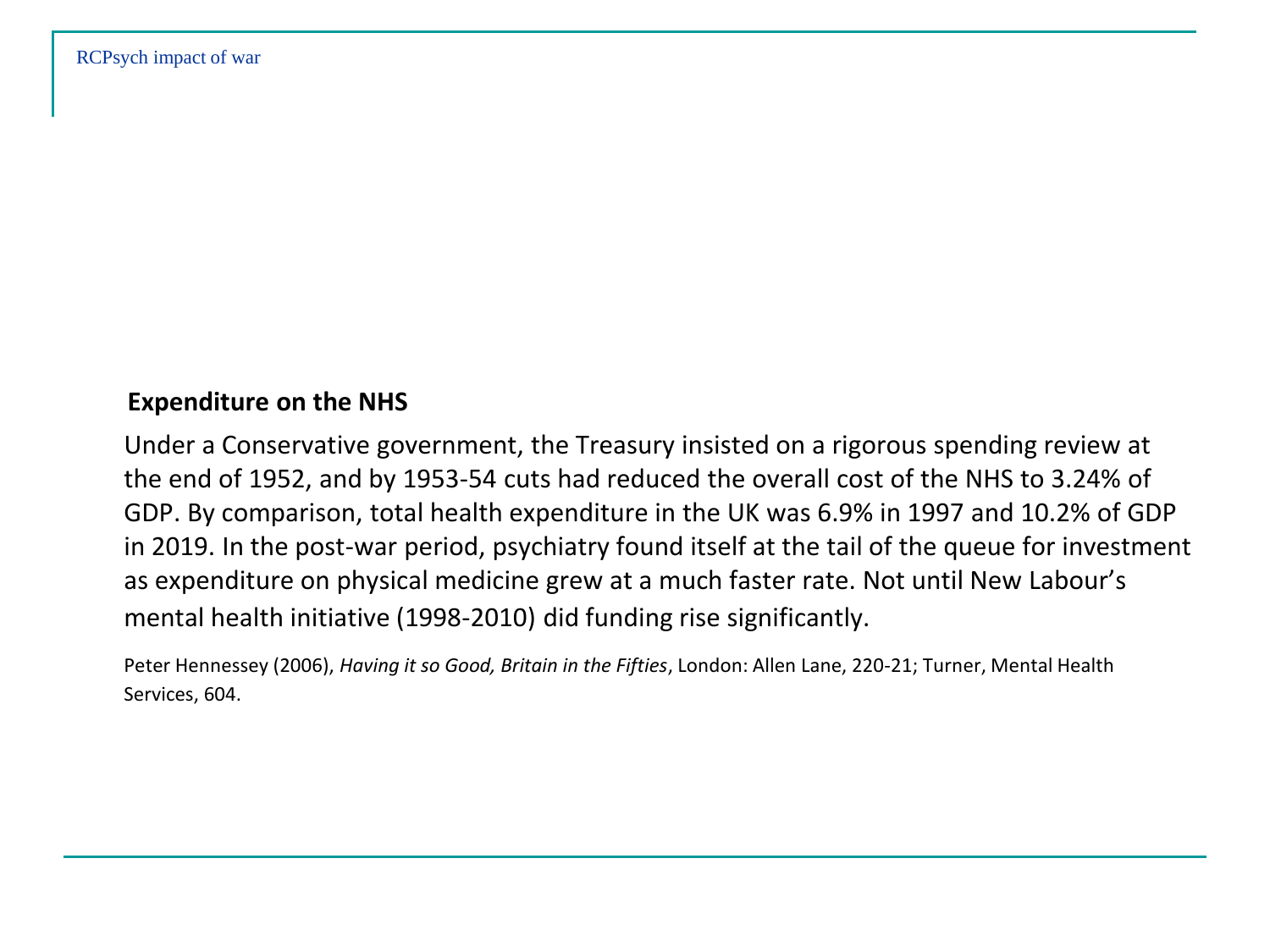## Expenditure on the NHS

Under a Conservative government, the Treasury insisted on a rigorous spending review at the end of 1952, and by 1953-54 cuts had reduced the overall cost of the NHS to 3.24% of GDP. By comparison, total health expenditure in the UK was 6.9% in 1997 and 10.2% of GDP in 2019. In the post-war period, psychiatry found itself at the tail of the queue for investment as expenditure on physical medicine grew at a much faster rate. Not until New Labour's mental health initiative (1998-2010) did funding rise significantly.

Peter Hennessey (2006), *Having it so Good, Britain in the Fifties*, London: Allen Lane, 220-21; Turner, Mental Health Services, 604.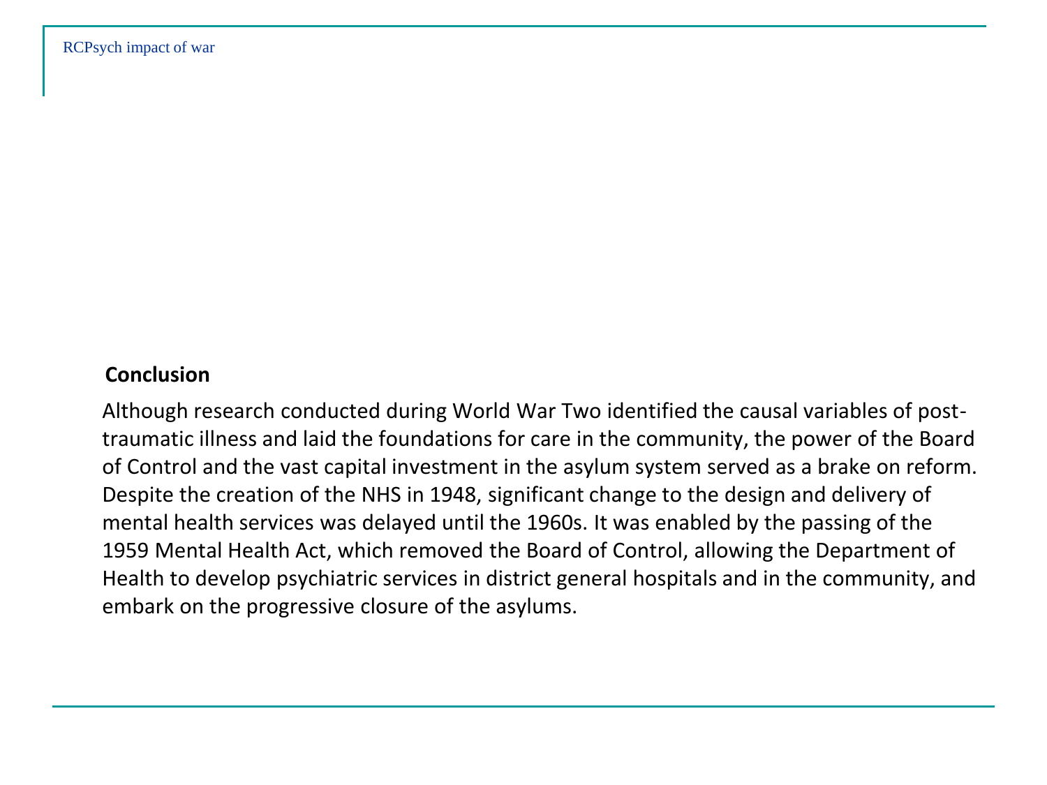## Conclusion

Although research conducted during World War Two identified the causal variables of post-traumatic illness and laid the foundations for care in the community, the power of the Board of Control and the vast capital investment in the asylum system served as a brake on reform. Despite the creation of the NHS in 1948, significant change to the design and delivery of mental health services was delayed until the 1960s. It was enabled by the passing of the 1959 Mental Health Act, which removed the Board of Control, allowing the Department of Health to develop psychiatric services in district general hospitals and in the community, and embark on the progressive closure of the asylums.